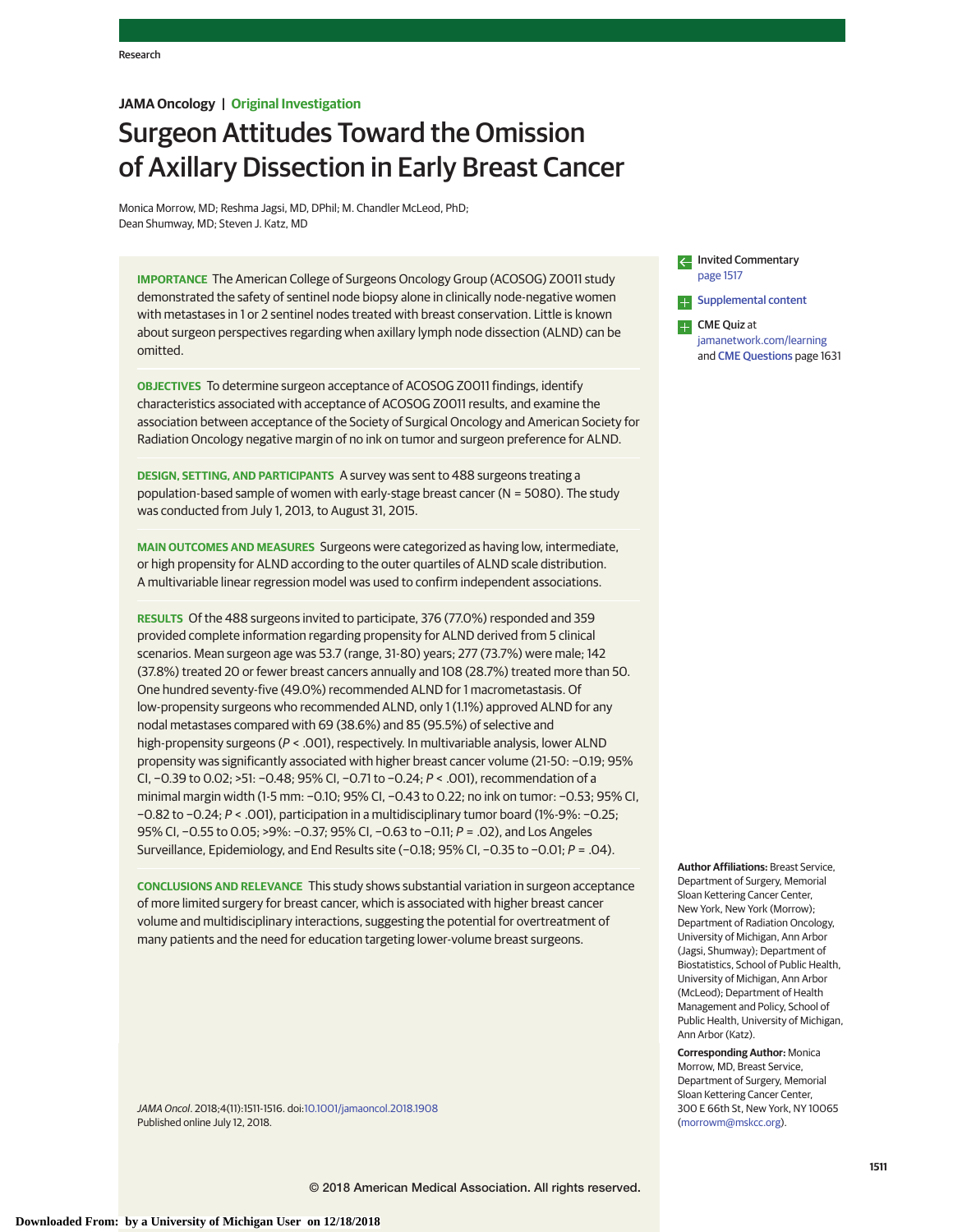JAMA Oncology | Original Investigation

# Surgeon Attitudes Toward the Omission of Axillary Dissection in Early Breast Cancer

Monica Morrow, MD; Reshma Jagsi, MD, DPhil; M. Chandler McLeod, PhD; Dean Shumway, MD; Steven J. Katz, MD

**IMPORTANCE** The American College of Surgeons Oncology Group (ACOSOG) Z0011 study demonstrated the safety of sentinel node biopsy alone in clinically node-negative women with metastases in 1 or 2 sentinel nodes treated with breast conservation. Little is known about surgeon perspectives regarding when axillary lymph node dissection (ALND) can be omitted.

**OBJECTIVES** To determine surgeon acceptance of ACOSOG Z0011 findings, identify characteristics associated with acceptance of ACOSOG Z0011 results, and examine the association between acceptance of the Society of Surgical Oncology and American Society for Radiation Oncology negative margin of no ink on tumor and surgeon preference for ALND.

**DESIGN, SETTING, AND PARTICIPANTS** A survey was sent to 488 surgeons treating a population-based sample of women with early-stage breast cancer (N = 5080). The study was conducted from July 1, 2013, to August 31, 2015.

**MAIN OUTCOMES AND MEASURES** Surgeons were categorized as having low, intermediate, or high propensity for ALND according to the outer quartiles of ALND scale distribution. A multivariable linear regression model was used to confirm independent associations.

**RESULTS** Of the 488 surgeons invited to participate, 376 (77.0%) responded and 359 provided complete information regarding propensity for ALND derived from 5 clinical scenarios. Mean surgeon age was 53.7 (range, 31-80) years; 277 (73.7%) were male; 142 (37.8%) treated 20 or fewer breast cancers annually and 108 (28.7%) treated more than 50. One hundred seventy-five (49.0%) recommended ALND for 1 macrometastasis. Of low-propensity surgeons who recommended ALND, only 1 (1.1%) approved ALND for any nodal metastases compared with 69 (38.6%) and 85 (95.5%) of selective and high-propensity surgeons ($P < .001$), respectively. In multivariable analysis, lower ALND propensity was significantly associated with higher breast cancer volume (21-50: −0.19; 95% CI, −0.39 to 0.02; >51: −0.48; 95% CI, −0.71 to −0.24; $P < .001$), recommendation of a minimal margin width (1-5 mm: −0.10; 95% CI, −0.43 to 0.22; no ink on tumor: −0.53; 95% CI, −0.82 to −0.24; $P < .001$), participation in a multidisciplinary tumor board (1%-9%: −0.25; 95% CI, −0.55 to 0.05; >9%: −0.37; 95% CI, −0.63 to −0.11; $P = .02$), and Los Angeles Surveillance, Epidemiology, and End Results site (−0.18; 95% CI, −0.35 to −0.01; $P = .04$).

**CONCLUSIONS AND RELEVANCE** This study shows substantial variation in surgeon acceptance of more limited surgery for breast cancer, which is associated with higher breast cancer volume and multidisciplinary interactions, suggesting the potential for overtreatment of many patients and the need for education targeting lower-volume breast surgeons.

*JAMA Oncol*. 2018;4(11):1511-1516. doi:10.1001/jamaoncol.2018.1908
Published online July 12, 2018.

Invited Commentary page 1517

Supplemental content

CME Quiz at jamanetwork.com/learning and CME Questions page 1631

**Author Affiliations:** Breast Service, Department of Surgery, Memorial Sloan Kettering Cancer Center, New York, New York (Morrow); Department of Radiation Oncology, University of Michigan, Ann Arbor (Jagsi, Shumway); Department of Biostatistics, School of Public Health, University of Michigan, Ann Arbor (McLeod); Department of Health Management and Policy, School of Public Health, University of Michigan, Ann Arbor (Katz).

**Corresponding Author:** Monica Morrow, MD, Breast Service, Department of Surgery, Memorial Sloan Kettering Cancer Center, 300 E 66th St, New York, NY 10065 (morrowm@mskcc.org).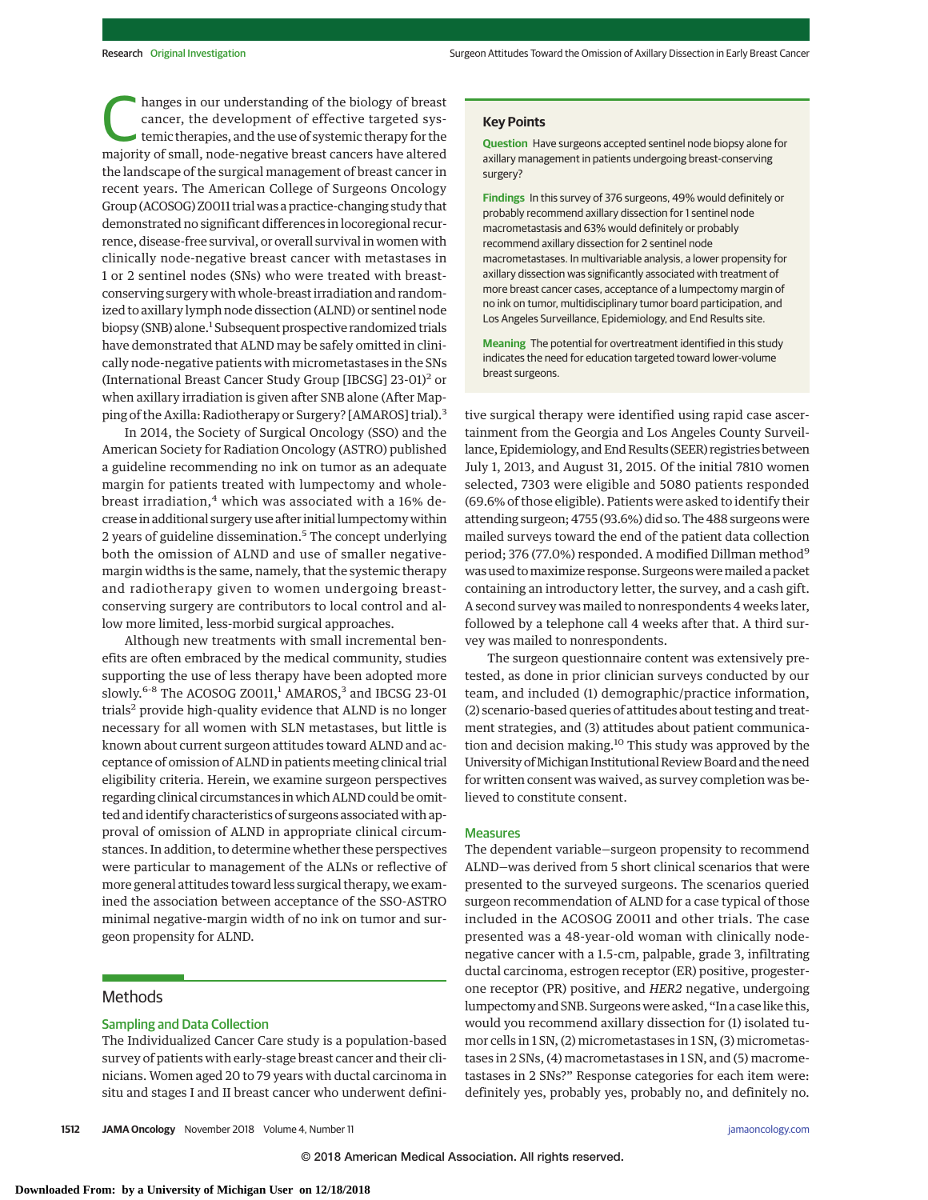Changes in our understanding of the biology of breast cancer, the development of effective targeted systemic therapies, and the use of systemic therapy for the majority of small, node-negative breast cancers have altered the landscape of the surgical management of breast cancer in recent years. The American College of Surgeons Oncology Group (ACOSOG) Z0011 trial was a practice-changing study that demonstrated no significant differences in locoregional recurrence, disease-free survival, or overall survival in women with clinically node-negative breast cancer with metastases in 1 or 2 sentinel nodes (SNs) who were treated with breast-conserving surgery with whole-breast irradiation and randomized to axillary lymph node dissection (ALND) or sentinel node biopsy (SNB) alone.[1] Subsequent prospective randomized trials have demonstrated that ALND may be safely omitted in clinically node-negative patients with micrometastases in the SNs (International Breast Cancer Study Group [IBCSG] 23-01)[2] or when axillary irradiation is given after SNB alone (After Mapping of the Axilla: Radiotherapy or Surgery? [AMAROS] trial).[3]

In 2014, the Society of Surgical Oncology (SSO) and the American Society for Radiation Oncology (ASTRO) published a guideline recommending no ink on tumor as an adequate margin for patients treated with lumpectomy and whole-breast irradiation,[4] which was associated with a 16% decrease in additional surgery use after initial lumpectomy within 2 years of guideline dissemination.[5] The concept underlying both the omission of ALND and use of smaller negative-margin widths is the same, namely, that the systemic therapy and radiotherapy given to women undergoing breast-conserving surgery are contributors to local control and allow more limited, less-morbid surgical approaches.

Although new treatments with small incremental benefits are often embraced by the medical community, studies supporting the use of less therapy have been adopted more slowly.[6-8] The ACOSOG Z0011,[1] AMAROS,[3] and IBCSG 23-01 trials[2] provide high-quality evidence that ALND is no longer necessary for all women with SLN metastases, but little is known about current surgeon attitudes toward ALND and acceptance of omission of ALND in patients meeting clinical trial eligibility criteria. Herein, we examine surgeon perspectives regarding clinical circumstances in which ALND could be omitted and identify characteristics of surgeons associated with approval of omission of ALND in appropriate clinical circumstances. In addition, to determine whether these perspectives were particular to management of the ALNs or reflective of more general attitudes toward less surgical therapy, we examined the association between acceptance of the SSO-ASTRO minimal negative-margin width of no ink on tumor and surgeon propensity for ALND.

## Key Points

**Question** Have surgeons accepted sentinel node biopsy alone for axillary management in patients undergoing breast-conserving surgery?

**Findings** In this survey of 376 surgeons, 49% would definitely or probably recommend axillary dissection for 1 sentinel node macrometastasis and 63% would definitely or probably recommend axillary dissection for 2 sentinel node macrometastases. In multivariable analysis, a lower propensity for axillary dissection was significantly associated with treatment of more breast cancer cases, acceptance of a lumpectomy margin of no ink on tumor, multidisciplinary tumor board participation, and Los Angeles Surveillance, Epidemiology, and End Results site.

**Meaning** The potential for overtreatment identified in this study indicates the need for education targeted toward lower-volume breast surgeons.

## Methods

### Sampling and Data Collection

The Individualized Cancer Care study is a population-based survey of patients with early-stage breast cancer and their clinicians. Women aged 20 to 79 years with ductal carcinoma in situ and stages I and II breast cancer who underwent definitive surgical therapy were identified using rapid case ascertainment from the Georgia and Los Angeles County Surveillance, Epidemiology, and End Results (SEER) registries between July 1, 2013, and August 31, 2015. Of the initial 7810 women selected, 7303 were eligible and 5080 patients responded (69.6% of those eligible). Patients were asked to identify their attending surgeon; 4755 (93.6%) did so. The 488 surgeons were mailed surveys toward the end of the patient data collection period; 376 (77.0%) responded. A modified Dillman method[9] was used to maximize response. Surgeons were mailed a packet containing an introductory letter, the survey, and a cash gift. A second survey was mailed to nonrespondents 4 weeks later, followed by a telephone call 4 weeks after that. A third survey was mailed to nonrespondents.

The surgeon questionnaire content was extensively pretested, as done in prior clinician surveys conducted by our team, and included (1) demographic/practice information, (2) scenario-based queries of attitudes about testing and treatment strategies, and (3) attitudes about patient communication and decision making.[10] This study was approved by the University of Michigan Institutional Review Board and the need for written consent was waived, as survey completion was believed to constitute consent.

### Measures

The dependent variable—surgeon propensity to recommend ALND—was derived from 5 short clinical scenarios that were presented to the surveyed surgeons. The scenarios queried surgeon recommendation of ALND for a case typical of those included in the ACOSOG Z0011 and other trials. The case presented was a 48-year-old woman with clinically node-negative cancer with a 1.5-cm, palpable, grade 3, infiltrating ductal carcinoma, estrogen receptor (ER) positive, progesterone receptor (PR) positive, and *HER2* negative, undergoing lumpectomy and SNB. Surgeons were asked, "In a case like this, would you recommend axillary dissection for (1) isolated tumor cells in 1 SN, (2) micrometastases in 1 SN, (3) micrometastases in 2 SNs, (4) macrometastases in 1 SN, and (5) macrometastases in 2 SNs?" Response categories for each item were: definitely yes, probably yes, probably no, and definitely no.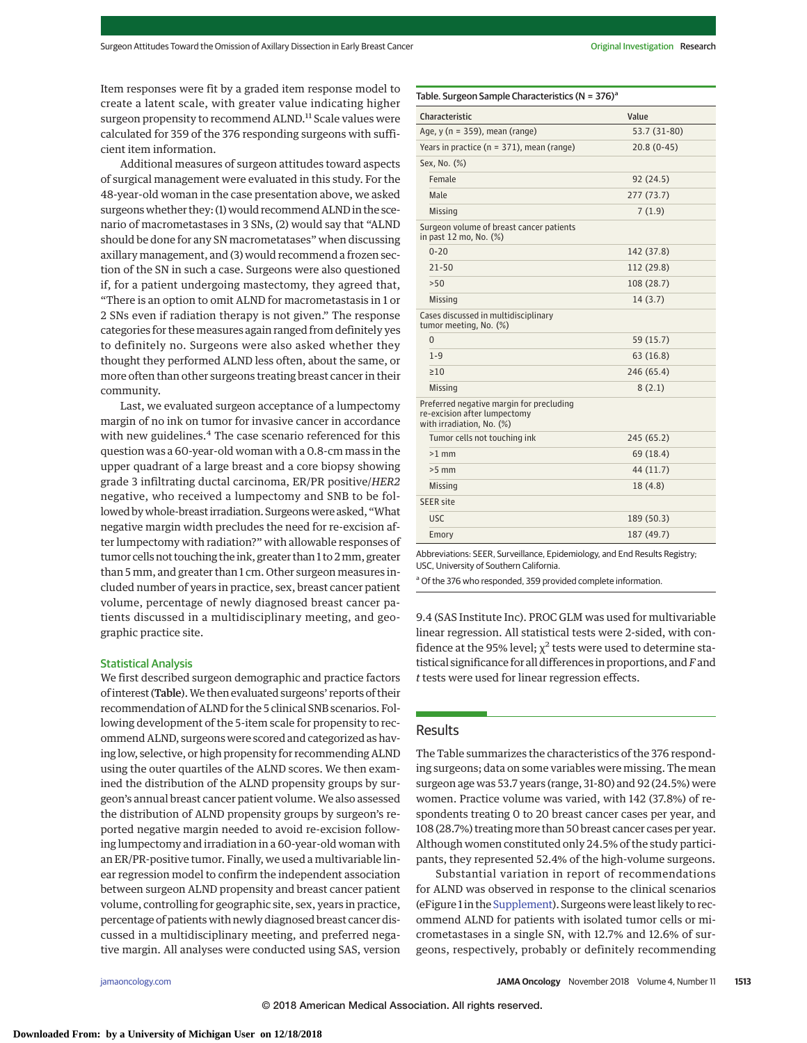Item responses were fit by a graded item response model to create a latent scale, with greater value indicating higher surgeon propensity to recommend ALND.[11] Scale values were calculated for 359 of the 376 responding surgeons with sufficient item information.

Additional measures of surgeon attitudes toward aspects of surgical management were evaluated in this study. For the 48-year-old woman in the case presentation above, we asked surgeons whether they: (1) would recommend ALND in the scenario of macrometastases in 3 SNs, (2) would say that "ALND should be done for any SN macrometastases" when discussing axillary management, and (3) would recommend a frozen section of the SN in such a case. Surgeons were also questioned if, for a patient undergoing mastectomy, they agreed that, "There is an option to omit ALND for macrometastasis in 1 or 2 SNs even if radiation therapy is not given." The response categories for these measures again ranged from definitely yes to definitely no. Surgeons were also asked whether they thought they performed ALND less often, about the same, or more often than other surgeons treating breast cancer in their community.

Last, we evaluated surgeon acceptance of a lumpectomy margin of no ink on tumor for invasive cancer in accordance with new guidelines.[4] The case scenario referenced for this question was a 60-year-old woman with a 0.8-cm mass in the upper quadrant of a large breast and a core biopsy showing grade 3 infiltrating ductal carcinoma, ER/PR positive/*HER2* negative, who received a lumpectomy and SNB to be followed by whole-breast irradiation. Surgeons were asked, "What negative margin width precludes the need for re-excision after lumpectomy with radiation?" with allowable responses of tumor cells not touching the ink, greater than 1 to 2 mm, greater than 5 mm, and greater than 1 cm. Other surgeon measures included number of years in practice, sex, breast cancer patient volume, percentage of newly diagnosed breast cancer patients discussed in a multidisciplinary meeting, and geographic practice site.

### Statistical Analysis

We first described surgeon demographic and practice factors of interest (Table). We then evaluated surgeons' reports of their recommendation of ALND for the 5 clinical SNB scenarios. Following development of the 5-item scale for propensity to recommend ALND, surgeons were scored and categorized as having low, selective, or high propensity for recommending ALND using the outer quartiles of the ALND scores. We then examined the distribution of the ALND propensity groups by surgeon's annual breast cancer patient volume. We also assessed the distribution of ALND propensity groups by surgeon's reported negative margin needed to avoid re-excision following lumpectomy and irradiation in a 60-year-old woman with an ER/PR-positive tumor. Finally, we used a multivariable linear regression model to confirm the independent association between surgeon ALND propensity and breast cancer patient volume, controlling for geographic site, sex, years in practice, percentage of patients with newly diagnosed breast cancer discussed in a multidisciplinary meeting, and preferred negative margin. All analyses were conducted using SAS, version 9.4 (SAS Institute Inc). PROC GLM was used for multivariable linear regression. All statistical tests were 2-sided, with confidence at the 95% level; $\chi^2$ tests were used to determine statistical significance for all differences in proportions, and *F* and *t* tests were used for linear regression effects.

Table. Surgeon Sample Characteristics (N = 376)[a]

| Characteristic | Value |
|---|---|
| Age, y (n = 359), mean (range) | 53.7 (31-80) |
| Years in practice (n = 371), mean (range) | 20.8 (0-45) |
| Sex, No. (%) | |
| Female | 92 (24.5) |
| Male | 277 (73.7) |
| Missing | 7 (1.9) |
| Surgeon volume of breast cancer patients in past 12 mo, No. (%) | |
| 0-20 | 142 (37.8) |
| 21-50 | 112 (29.8) |
| >50 | 108 (28.7) |
| Missing | 14 (3.7) |
| Cases discussed in multidisciplinary tumor meeting, No. (%) | |
| 0 | 59 (15.7) |
| 1-9 | 63 (16.8) |
| ≥10 | 246 (65.4) |
| Missing | 8 (2.1) |
| Preferred negative margin for precluding re-excision after lumpectomy with irradiation, No. (%) | |
| Tumor cells not touching ink | 245 (65.2) |
| >1 mm | 69 (18.4) |
| >5 mm | 44 (11.7) |
| Missing | 18 (4.8) |
| SEER site | |
| USC | 189 (50.3) |
| Emory | 187 (49.7) |

Abbreviations: SEER, Surveillance, Epidemiology, and End Results Registry; USC, University of Southern California.

[a] Of the 376 who responded, 359 provided complete information.

## Results

The Table summarizes the characteristics of the 376 responding surgeons; data on some variables were missing. The mean surgeon age was 53.7 years (range, 31-80) and 92 (24.5%) were women. Practice volume was varied, with 142 (37.8%) of respondents treating 0 to 20 breast cancer cases per year, and 108 (28.7%) treating more than 50 breast cancer cases per year. Although women constituted only 24.5% of the study participants, they represented 52.4% of the high-volume surgeons.

Substantial variation in report of recommendations for ALND was observed in response to the clinical scenarios (eFigure 1 in the Supplement). Surgeons were least likely to recommend ALND for patients with isolated tumor cells or micrometastases in a single SN, with 12.7% and 12.6% of surgeons, respectively, probably or definitely recommending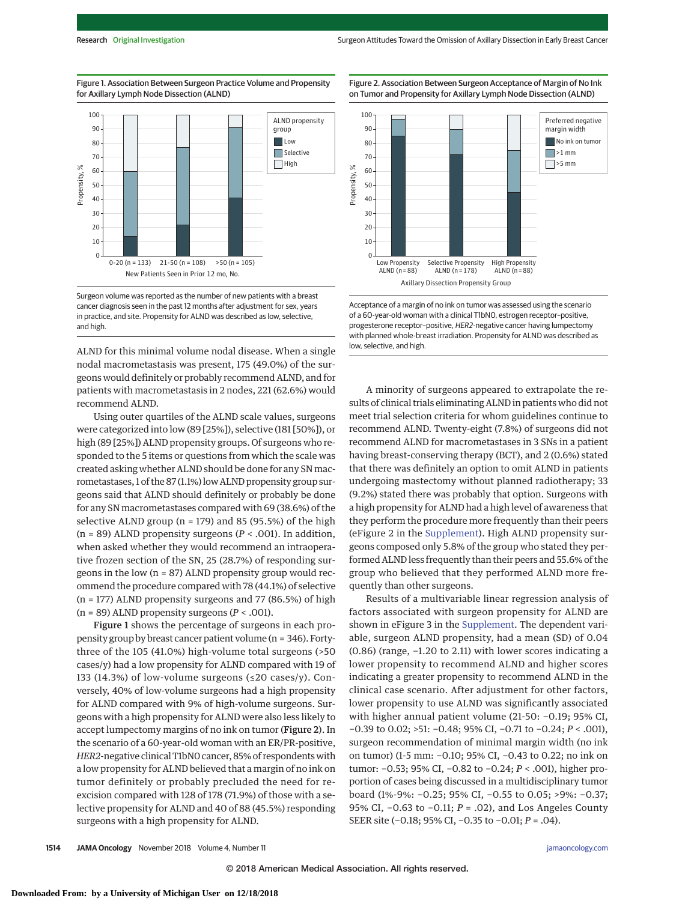Figure 1. Association Between Surgeon Practice Volume and Propensity for Axillary Lymph Node Dissection (ALND)

Surgeon volume was reported as the number of new patients with a breast cancer diagnosis seen in the past 12 months after adjustment for sex, years in practice, and site. Propensity for ALND was described as low, selective, and high.

Figure 2. Association Between Surgeon Acceptance of Margin of No Ink on Tumor and Propensity for Axillary Lymph Node Dissection (ALND)

Acceptance of a margin of no ink on tumor was assessed using the scenario of a 60-year-old woman with a clinical T1bN0, estrogen receptor–positive, progesterone receptor–positive, *HER2*-negative cancer having lumpectomy with planned whole-breast irradiation. Propensity for ALND was described as low, selective, and high.

ALND for this minimal volume nodal disease. When a single nodal macrometastasis was present, 175 (49.0%) of the surgeons would definitely or probably recommend ALND, and for patients with macrometastasis in 2 nodes, 221 (62.6%) would recommend ALND.

Using outer quartiles of the ALND scale values, surgeons were categorized into low (89 [25%]), selective (181 [50%]), or high (89 [25%]) ALND propensity groups. Of surgeons who responded to the 5 items or questions from which the scale was created asking whether ALND should be done for any SN macrometastases, 1 of the 87 (1.1%) low ALND propensity group surgeons said that ALND should definitely or probably be done for any SN macrometastases compared with 69 (38.6%) of the selective ALND group (n = 179) and 85 (95.5%) of the high (n = 89) ALND propensity surgeons ($P < .001$). In addition, when asked whether they would recommend an intraoperative frozen section of the SN, 25 (28.7%) of responding surgeons in the low (n = 87) ALND propensity group would recommend the procedure compared with 78 (44.1%) of selective (n = 177) ALND propensity surgeons and 77 (86.5%) of high (n = 89) ALND propensity surgeons ($P < .001$).

**Figure 1** shows the percentage of surgeons in each propensity group by breast cancer patient volume (n = 346). Forty-three of the 105 (41.0%) high-volume total surgeons (>50 cases/y) had a low propensity for ALND compared with 19 of 133 (14.3%) of low-volume surgeons (≤20 cases/y). Conversely, 40% of low-volume surgeons had a high propensity for ALND compared with 9% of high-volume surgeons. Surgeons with a high propensity for ALND were also less likely to accept lumpectomy margins of no ink on tumor (**Figure 2**). In the scenario of a 60-year-old woman with an ER/PR-positive, *HER2*-negative clinical T1bN0 cancer, 85% of respondents with a low propensity for ALND believed that a margin of no ink on tumor definitely or probably precluded the need for reexcision compared with 128 of 178 (71.9%) of those with a selective propensity for ALND and 40 of 88 (45.5%) responding surgeons with a high propensity for ALND.

A minority of surgeons appeared to extrapolate the results of clinical trials eliminating ALND in patients who did not meet trial selection criteria for whom guidelines continue to recommend ALND. Twenty-eight (7.8%) of surgeons did not recommend ALND for macrometastases in 3 SNs in a patient having breast-conserving therapy (BCT), and 2 (0.6%) stated that there was definitely an option to omit ALND in patients undergoing mastectomy without planned radiotherapy; 33 (9.2%) stated there was probably that option. Surgeons with a high propensity for ALND had a high level of awareness that they perform the procedure more frequently than their peers (eFigure 2 in the Supplement). High ALND propensity surgeons composed only 5.8% of the group who stated they performed ALND less frequently than their peers and 55.6% of the group who believed that they performed ALND more frequently than other surgeons.

Results of a multivariable linear regression analysis of factors associated with surgeon propensity for ALND are shown in eFigure 3 in the Supplement. The dependent variable, surgeon ALND propensity, had a mean (SD) of 0.04 (0.86) (range, −1.20 to 2.11) with lower scores indicating a lower propensity to recommend ALND and higher scores indicating a greater propensity to recommend ALND in the clinical case scenario. After adjustment for other factors, lower propensity to use ALND was significantly associated with higher annual patient volume (21-50: −0.19; 95% CI, −0.39 to 0.02; >51: −0.48; 95% CI, −0.71 to −0.24; $P < .001$), surgeon recommendation of minimal margin width (no ink on tumor) (1-5 mm: −0.10; 95% CI, −0.43 to 0.22; no ink on tumor: −0.53; 95% CI, −0.82 to −0.24; $P < .001$), higher proportion of cases being discussed in a multidisciplinary tumor board (1%-9%: −0.25; 95% CI, −0.55 to 0.05; >9%: −0.37; 95% CI, −0.63 to −0.11; $P = .02$), and Los Angeles County SEER site (−0.18; 95% CI, −0.35 to −0.01; $P = .04$).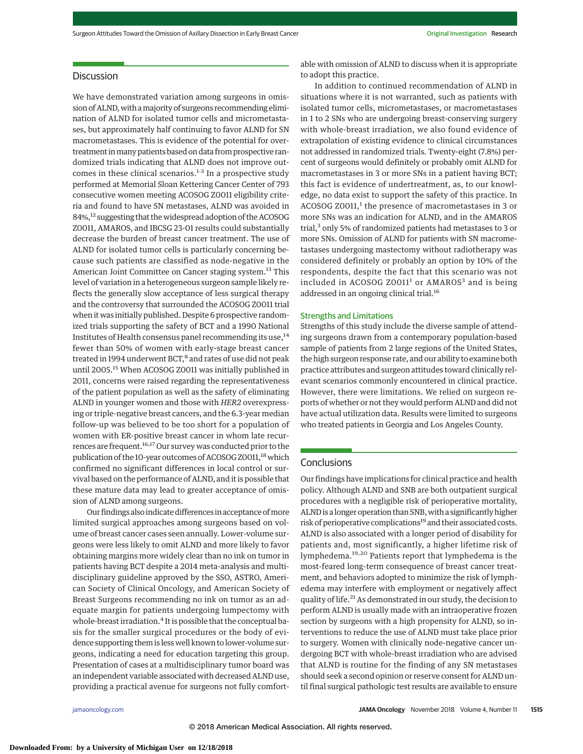## Discussion

We have demonstrated variation among surgeons in omission of ALND, with a majority of surgeons recommending elimination of ALND for isolated tumor cells and micrometastases, but approximately half continuing to favor ALND for SN macrometastases. This is evidence of the potential for overtreatment in many patients based on data from prospective randomized trials indicating that ALND does not improve outcomes in these clinical scenarios.[1-3] In a prospective study performed at Memorial Sloan Kettering Cancer Center of 793 consecutive women meeting ACOSOG Z0011 eligibility criteria and found to have SN metastases, ALND was avoided in 84%,[12] suggesting that the widespread adoption of the ACOSOG Z0011, AMAROS, and IBCSG 23-01 results could substantially decrease the burden of breast cancer treatment. The use of ALND for isolated tumor cells is particularly concerning because such patients are classified as node-negative in the American Joint Committee on Cancer staging system.[13] This level of variation in a heterogeneous surgeon sample likely reflects the generally slow acceptance of less surgical therapy and the controversy that surrounded the ACOSOG Z0011 trial when it was initially published. Despite 6 prospective randomized trials supporting the safety of BCT and a 1990 National Institutes of Health consensus panel recommending its use,[14] fewer than 50% of women with early-stage breast cancer treated in 1994 underwent BCT,[8] and rates of use did not peak until 2005.[15] When ACOSOG Z0011 was initially published in 2011, concerns were raised regarding the representativeness of the patient population as well as the safety of eliminating ALND in younger women and those with *HER2* overexpressing or triple-negative breast cancers, and the 6.3-year median follow-up was believed to be too short for a population of women with ER-positive breast cancer in whom late recurrences are frequent.[16,17] Our survey was conducted prior to the publication of the 10-year outcomes of ACOSOG Z0011,[18] which confirmed no significant differences in local control or survival based on the performance of ALND, and it is possible that these mature data may lead to greater acceptance of omission of ALND among surgeons.

Our findings also indicate differences in acceptance of more limited surgical approaches among surgeons based on volume of breast cancer cases seen annually. Lower-volume surgeons were less likely to omit ALND and more likely to favor obtaining margins more widely clear than no ink on tumor in patients having BCT despite a 2014 meta-analysis and multidisciplinary guideline approved by the SSO, ASTRO, American Society of Clinical Oncology, and American Society of Breast Surgeons recommending no ink on tumor as an adequate margin for patients undergoing lumpectomy with whole-breast irradiation.[4] It is possible that the conceptual basis for the smaller surgical procedures or the body of evidence supporting them is less well known to lower-volume surgeons, indicating a need for education targeting this group. Presentation of cases at a multidisciplinary tumor board was an independent variable associated with decreased ALND use, providing a practical avenue for surgeons not fully comfortable with omission of ALND to discuss when it is appropriate to adopt this practice.

In addition to continued recommendation of ALND in situations where it is not warranted, such as patients with isolated tumor cells, micrometastases, or macrometastases in 1 to 2 SNs who are undergoing breast-conserving surgery with whole-breast irradiation, we also found evidence of extrapolation of existing evidence to clinical circumstances not addressed in randomized trials. Twenty-eight (7.8%) percent of surgeons would definitely or probably omit ALND for macrometastases in 3 or more SNs in a patient having BCT; this fact is evidence of undertreatment, as, to our knowledge, no data exist to support the safety of this practice. In ACOSOG Z0011,[1] the presence of macrometastases in 3 or more SNs was an indication for ALND, and in the AMAROS trial,[3] only 5% of randomized patients had metastases to 3 or more SNs. Omission of ALND for patients with SN macrometastases undergoing mastectomy without radiotherapy was considered definitely or probably an option by 10% of the respondents, despite the fact that this scenario was not included in ACOSOG Z0011[1] or AMAROS[3] and is being addressed in an ongoing clinical trial.[16]

### Strengths and Limitations

Strengths of this study include the diverse sample of attending surgeons drawn from a contemporary population-based sample of patients from 2 large regions of the United States, the high surgeon response rate, and our ability to examine both practice attributes and surgeon attitudes toward clinically relevant scenarios commonly encountered in clinical practice. However, there were limitations. We relied on surgeon reports of whether or not they would perform ALND and did not have actual utilization data. Results were limited to surgeons who treated patients in Georgia and Los Angeles County.

## Conclusions

Our findings have implications for clinical practice and health policy. Although ALND and SNB are both outpatient surgical procedures with a negligible risk of perioperative mortality, ALND is a longer operation than SNB, with a significantly higher risk of perioperative complications[19] and their associated costs. ALND is also associated with a longer period of disability for patients and, most significantly, a higher lifetime risk of lymphedema.[19,20] Patients report that lymphedema is the most-feared long-term consequence of breast cancer treatment, and behaviors adopted to minimize the risk of lymphedema may interfere with employment or negatively affect quality of life.[21] As demonstrated in our study, the decision to perform ALND is usually made with an intraoperative frozen section by surgeons with a high propensity for ALND, so interventions to reduce the use of ALND must take place prior to surgery. Women with clinically node-negative cancer undergoing BCT with whole-breast irradiation who are advised that ALND is routine for the finding of any SN metastases should seek a second opinion or reserve consent for ALND until final surgical pathologic test results are available to ensure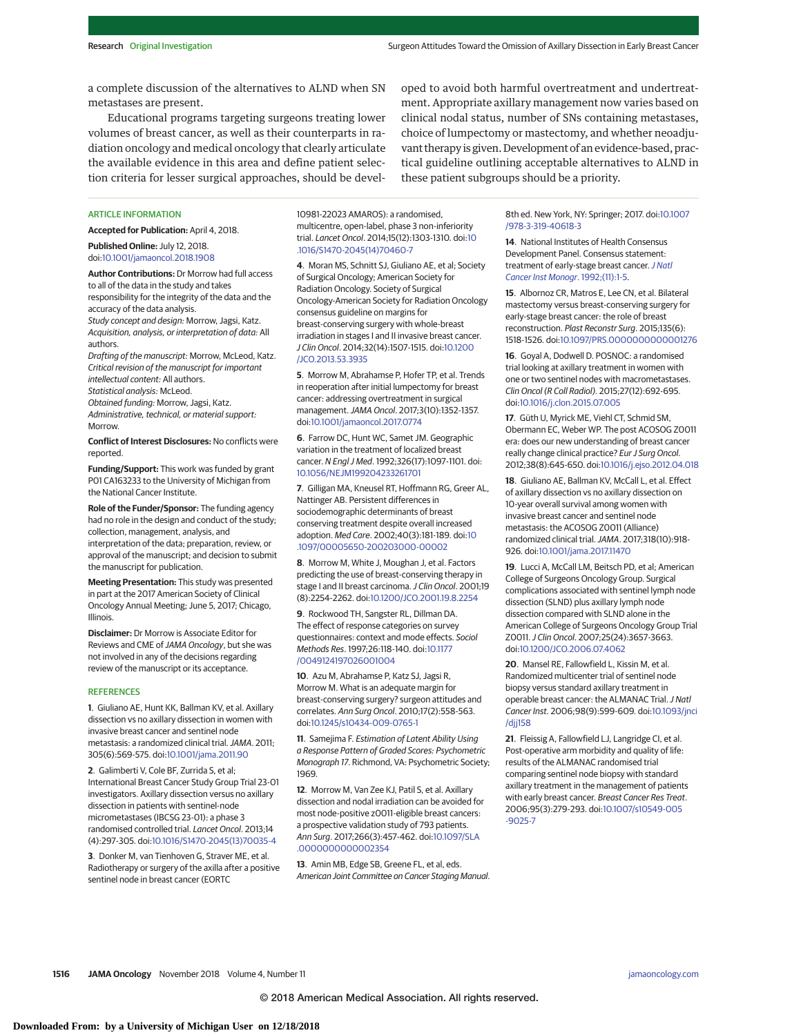a complete discussion of the alternatives to ALND when SN metastases are present.

Educational programs targeting surgeons treating lower volumes of breast cancer, as well as their counterparts in radiation oncology and medical oncology that clearly articulate the available evidence in this area and define patient selection criteria for lesser surgical approaches, should be developed to avoid both harmful overtreatment and undertreatment. Appropriate axillary management now varies based on clinical nodal status, number of SNs containing metastases, choice of lumpectomy or mastectomy, and whether neoadjuvant therapy is given. Development of an evidence-based, practical guideline outlining acceptable alternatives to ALND in these patient subgroups should be a priority.

## ARTICLE INFORMATION

**Accepted for Publication:** April 4, 2018.

**Published Online:** July 12, 2018. doi:10.1001/jamaoncol.2018.1908

**Author Contributions:** Dr Morrow had full access to all of the data in the study and takes responsibility for the integrity of the data and the accuracy of the data analysis.
*Study concept and design:* Morrow, Jagsi, Katz.
*Acquisition, analysis, or interpretation of data:* All authors.
*Drafting of the manuscript:* Morrow, McLeod, Katz.
*Critical revision of the manuscript for important intellectual content:* All authors.
*Statistical analysis:* McLeod.
*Obtained funding:* Morrow, Jagsi, Katz.
*Administrative, technical, or material support:* Morrow.

**Conflict of Interest Disclosures:** No conflicts were reported.

**Funding/Support:** This work was funded by grant P01 CA163233 to the University of Michigan from the National Cancer Institute.

**Role of the Funder/Sponsor:** The funding agency had no role in the design and conduct of the study; collection, management, analysis, and interpretation of the data; preparation, review, or approval of the manuscript; and decision to submit the manuscript for publication.

**Meeting Presentation:** This study was presented in part at the 2017 American Society of Clinical Oncology Annual Meeting; June 5, 2017; Chicago, Illinois.

**Disclaimer:** Dr Morrow is Associate Editor for Reviews and CME of *JAMA Oncology*, but she was not involved in any of the decisions regarding review of the manuscript or its acceptance.

## REFERENCES

**1**. Giuliano AE, Hunt KK, Ballman KV, et al. Axillary dissection vs no axillary dissection in women with invasive breast cancer and sentinel node metastasis: a randomized clinical trial. *JAMA*. 2011; 305(6):569-575. doi:10.1001/jama.2011.90

**2**. Galimberti V, Cole BF, Zurrida S, et al; International Breast Cancer Study Group Trial 23-01 investigators. Axillary dissection versus no axillary dissection in patients with sentinel-node micrometastases (IBCSG 23-01): a phase 3 randomised controlled trial. *Lancet Oncol*. 2013;14 (4):297-305. doi:10.1016/S1470-2045(13)70035-4

**3**. Donker M, van Tienhoven G, Straver ME, et al. Radiotherapy or surgery of the axilla after a positive sentinel node in breast cancer (EORTC 10981-22023 AMAROS): a randomised, multicentre, open-label, phase 3 non-inferiority trial. *Lancet Oncol*. 2014;15(12):1303-1310. doi:10.1016/S1470-2045(14)70460-7

**4**. Moran MS, Schnitt SJ, Giuliano AE, et al; Society of Surgical Oncology; American Society for Radiation Oncology. Society of Surgical Oncology-American Society for Radiation Oncology consensus guideline on margins for breast-conserving surgery with whole-breast irradiation in stages I and II invasive breast cancer. *J Clin Oncol*. 2014;32(14):1507-1515. doi:10.1200/JCO.2013.53.3935

**5**. Morrow M, Abrahamse P, Hofer TP, et al. Trends in reoperation after initial lumpectomy for breast cancer: addressing overtreatment in surgical management. *JAMA Oncol*. 2017;3(10):1352-1357. doi:10.1001/jamaoncol.2017.0774

**6**. Farrow DC, Hunt WC, Samet JM. Geographic variation in the treatment of localized breast cancer. *N Engl J Med*. 1992;326(17):1097-1101. doi:10.1056/NEJM199204233261701

**7**. Gilligan MA, Kneusel RT, Hoffmann RG, Greer AL, Nattinger AB. Persistent differences in sociodemographic determinants of breast conserving treatment despite overall increased adoption. *Med Care*. 2002;40(3):181-189. doi:10.1097/00005650-200203000-00002

**8**. Morrow M, White J, Moughan J, et al. Factors predicting the use of breast-conserving therapy in stage I and II breast carcinoma. *J Clin Oncol*. 2001;19 (8):2254-2262. doi:10.1200/JCO.2001.19.8.2254

**9**. Rockwood TH, Sangster RL, Dillman DA. The effect of response categories on survey questionnaires: context and mode effects. *Sociol Methods Res*. 1997;26:118-140. doi:10.1177/0049124197026001004

**10**. Azu M, Abrahamse P, Katz SJ, Jagsi R, Morrow M. What is an adequate margin for breast-conserving surgery? surgeon attitudes and correlates. *Ann Surg Oncol*. 2010;17(2):558-563. doi:10.1245/s10434-009-0765-1

**11**. Samejima F. *Estimation of Latent Ability Using a Response Pattern of Graded Scores: Psychometric Monograph 17*. Richmond, VA: Psychometric Society; 1969.

**12**. Morrow M, Van Zee KJ, Patil S, et al. Axillary dissection and nodal irradiation can be avoided for most node-positive z0011-eligible breast cancers: a prospective validation study of 793 patients. *Ann Surg*. 2017;266(3):457-462. doi:10.1097/SLA.0000000000002354

**13**. Amin MB, Edge SB, Greene FL, et al, eds. *American Joint Committee on Cancer Staging Manual*. 8th ed. New York, NY: Springer; 2017. doi:10.1007/978-3-319-40618-3

**14**. National Institutes of Health Consensus Development Panel. Consensus statement: treatment of early-stage breast cancer. *J Natl Cancer Inst Monogr*. 1992;(11):1-5.

**15**. Albornoz CR, Matros E, Lee CN, et al. Bilateral mastectomy versus breast-conserving surgery for early-stage breast cancer: the role of breast reconstruction. *Plast Reconstr Surg*. 2015;135(6): 1518-1526. doi:10.1097/PRS.0000000000001276

**16**. Goyal A, Dodwell D. POSNOC: a randomised trial looking at axillary treatment in women with one or two sentinel nodes with macrometastases. *Clin Oncol (R Coll Radiol)*. 2015;27(12):692-695. doi:10.1016/j.clon.2015.07.005

**17**. Güth U, Myrick ME, Viehl CT, Schmid SM, Obermann EC, Weber WP. The post ACOSOG Z0011 era: does our new understanding of breast cancer really change clinical practice? *Eur J Surg Oncol*. 2012;38(8):645-650. doi:10.1016/j.ejso.2012.04.018

**18**. Giuliano AE, Ballman KV, McCall L, et al. Effect of axillary dissection vs no axillary dissection on 10-year overall survival among women with invasive breast cancer and sentinel node metastasis: the ACOSOG Z0011 (Alliance) randomized clinical trial. *JAMA*. 2017;318(10):918-926. doi:10.1001/jama.2017.11470

**19**. Lucci A, McCall LM, Beitsch PD, et al; American College of Surgeons Oncology Group. Surgical complications associated with sentinel lymph node dissection (SLND) plus axillary lymph node dissection compared with SLND alone in the American College of Surgeons Oncology Group Trial Z0011. *J Clin Oncol*. 2007;25(24):3657-3663. doi:10.1200/JCO.2006.07.4062

**20**. Mansel RE, Fallowfield L, Kissin M, et al. Randomized multicenter trial of sentinel node biopsy versus standard axillary treatment in operable breast cancer: the ALMANAC Trial. *J Natl Cancer Inst*. 2006;98(9):599-609. doi:10.1093/jnci/djj158

**21**. Fleissig A, Fallowfield LJ, Langridge CI, et al. Post-operative arm morbidity and quality of life: results of the ALMANAC randomised trial comparing sentinel node biopsy with standard axillary treatment in the management of patients with early breast cancer. *Breast Cancer Res Treat*. 2006;95(3):279-293. doi:10.1007/s10549-005-9025-7